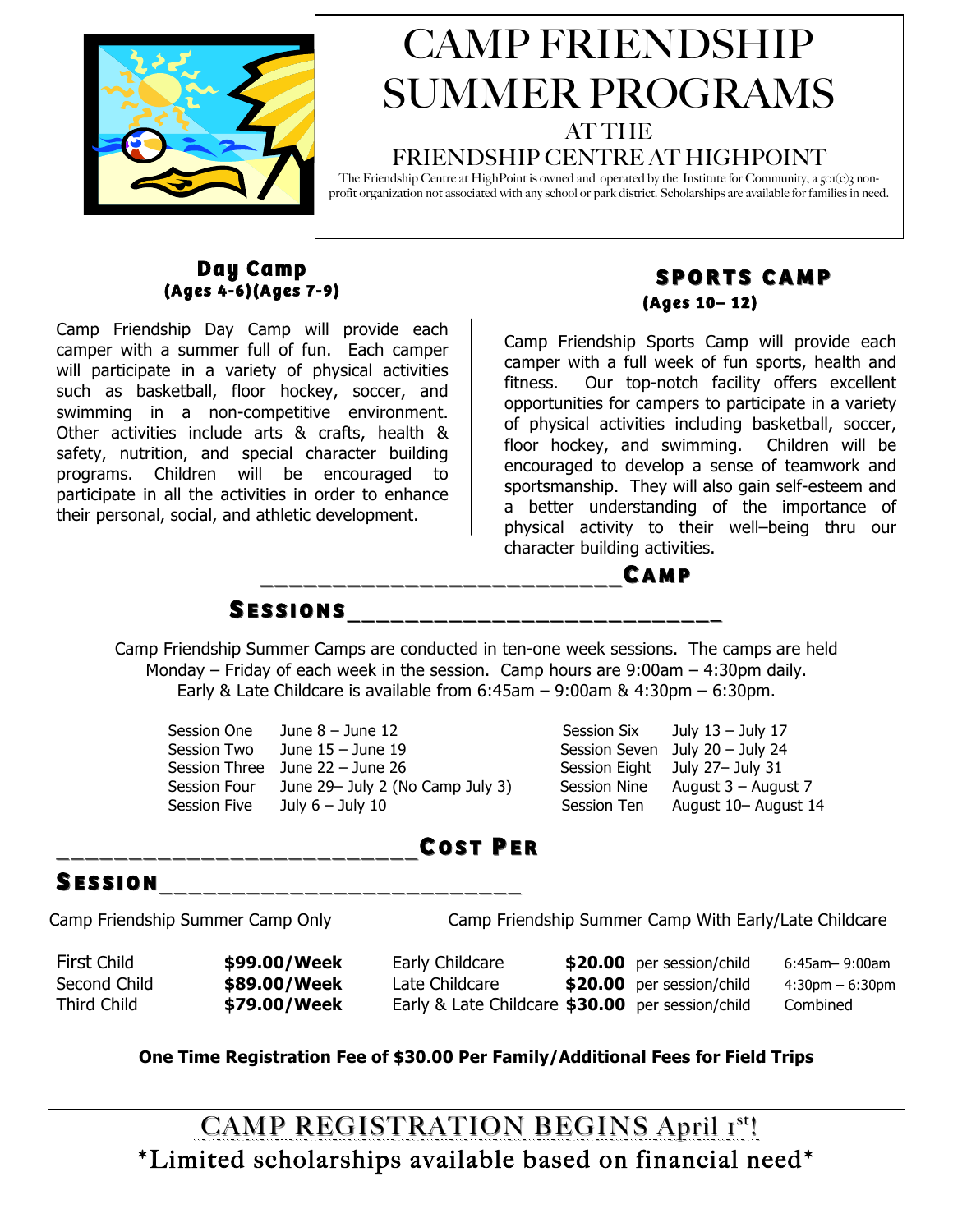# CAMP FRIENDSHIP SUMMER PROGRAMS

## AT THE FRIENDSHIP CENTRE AT HIGHPOINT

The Friendship Centre at HighPoint is owned and operated by the Institute for Community, a 501(c)3 non-profit organization not associated with any school or park district. Scholarships are available for families in need.

### Day Camp

**(Ages 4-6)(Ages 7-9)**

Camp Friendship Day Camp will provide each camper with a summer full of fun. Each camper will participate in a variety of physical activities such as basketball, floor hockey, soccer, and swimming in a non-competitive environment. Other activities include arts & crafts, health & safety, nutrition, and special character building programs. Children will be encouraged to participate in all the activities in order to enhance their personal, social, and athletic development.

### SPORTS CAMP

**(Ages 10– 12)**

Camp Friendship Sports Camp will provide each camper with a full week of fun sports, health and fitness. Our top-notch facility offers excellent opportunities for campers to participate in a variety of physical activities including basketball, soccer, floor hockey, and swimming. Children will be encouraged to develop a sense of teamwork and sportsmanship. They will also gain self-esteem and a better understanding of the importance of physical activity to their well–being thru our character building activities.

## Camp Sessions

Camp Friendship Summer Camps are conducted in ten-one week sessions. The camps are held Monday – Friday of each week in the session. Camp hours are 9:00am – 4:30pm daily. Early & Late Childcare is available from 6:45am – 9:00am & 4:30pm – 6:30pm.

| Session | Dates | Session | Dates |
|---|---|---|---|
| Session One | June 8 – June 12 | Session Six | July 13 – July 17 |
| Session Two | June 15 – June 19 | Session Seven | July 20 – July 24 |
| Session Three | June 22 – June 26 | Session Eight | July 27– July 31 |
| Session Four | June 29– July 2 (No Camp July 3) | Session Nine | August 3 – August 7 |
| Session Five | July 6 – July 10 | Session Ten | August 10– August 14 |

## Cost Per Session

Camp Friendship Summer Camp Only

| | |
|---|---|
| First Child | **$99.00/Week** |
| Second Child | **$89.00/Week** |
| Third Child | **$79.00/Week** |

Camp Friendship Summer Camp With Early/Late Childcare

| | | | |
|---|---|---|---|
| Early Childcare | **$20.00** | per session/child | 6:45am– 9:00am |
| Late Childcare | **$20.00** | per session/child | 4:30pm – 6:30pm |
| Early & Late Childcare | **$30.00** | per session/child | Combined |

**One Time Registration Fee of $30.00 Per Family/Additional Fees for Field Trips**

## CAMP REGISTRATION BEGINS April 1st!

*Limited scholarships available based on financial need*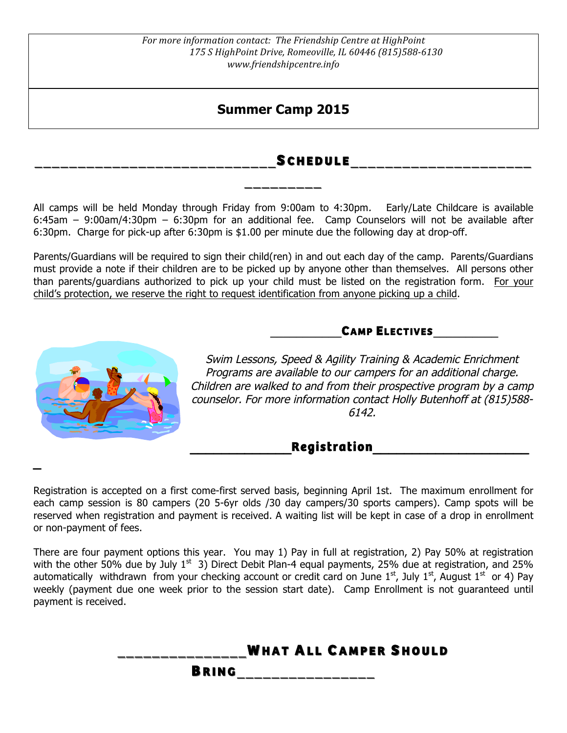*For more information contact: The Friendship Centre at HighPoint*
*175 S HighPoint Drive, Romeoville, IL 60446 (815)588-6130*
*www.friendshipcentre.info*

# Summer Camp 2015

## Schedule

All camps will be held Monday through Friday from 9:00am to 4:30pm. Early/Late Childcare is available 6:45am – 9:00am/4:30pm – 6:30pm for an additional fee. Camp Counselors will not be available after 6:30pm. Charge for pick-up after 6:30pm is $1.00 per minute due the following day at drop-off.

Parents/Guardians will be required to sign their child(ren) in and out each day of the camp. Parents/Guardians must provide a note if their children are to be picked up by anyone other than themselves. All persons other than parents/guardians authorized to pick up your child must be listed on the registration form. For your child's protection, we reserve the right to request identification from anyone picking up a child.

## Camp Electives

*Swim Lessons, Speed & Agility Training & Academic Enrichment Programs are available to our campers for an additional charge. Children are walked to and from their prospective program by a camp counselor. For more information contact Holly Butenhoff at (815)588-6142.*

## Registration

Registration is accepted on a first come-first served basis, beginning April 1st. The maximum enrollment for each camp session is 80 campers (20 5-6yr olds /30 day campers/30 sports campers). Camp spots will be reserved when registration and payment is received. A waiting list will be kept in case of a drop in enrollment or non-payment of fees.

There are four payment options this year. You may 1) Pay in full at registration, 2) Pay 50% at registration with the other 50% due by July 1st 3) Direct Debit Plan-4 equal payments, 25% due at registration, and 25% automatically withdrawn from your checking account or credit card on June 1st, July 1st, August 1st or 4) Pay weekly (payment due one week prior to the session start date). Camp Enrollment is not guaranteed until payment is received.

## What All Camper Should Bring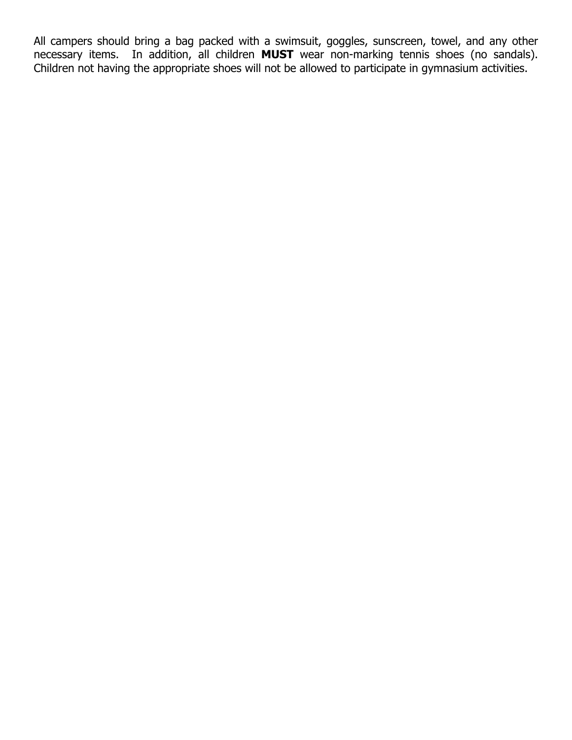All campers should bring a bag packed with a swimsuit, goggles, sunscreen, towel, and any other necessary items. In addition, all children **MUST** wear non-marking tennis shoes (no sandals). Children not having the appropriate shoes will not be allowed to participate in gymnasium activities.